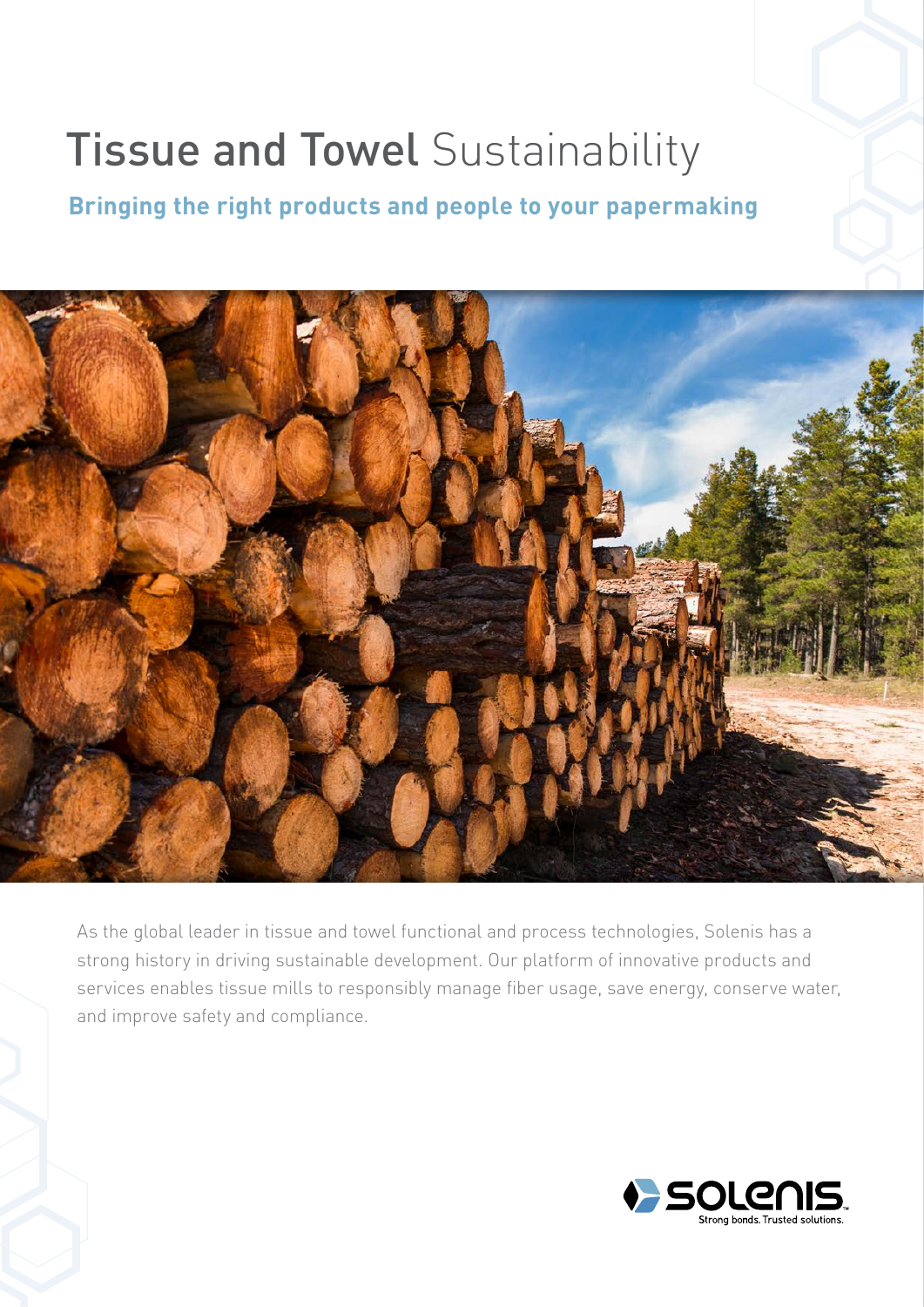# Tissue and Towel Sustainability

**Bringing the right products and people to your papermaking**

As the global leader in tissue and towel functional and process technologies, Solenis has a strong history in driving sustainable development. Our platform of innovative products and services enables tissue mills to responsibly manage fiber usage, save energy, conserve water, and improve safety and compliance.

SOLENIS
Strong bonds. Trusted solutions.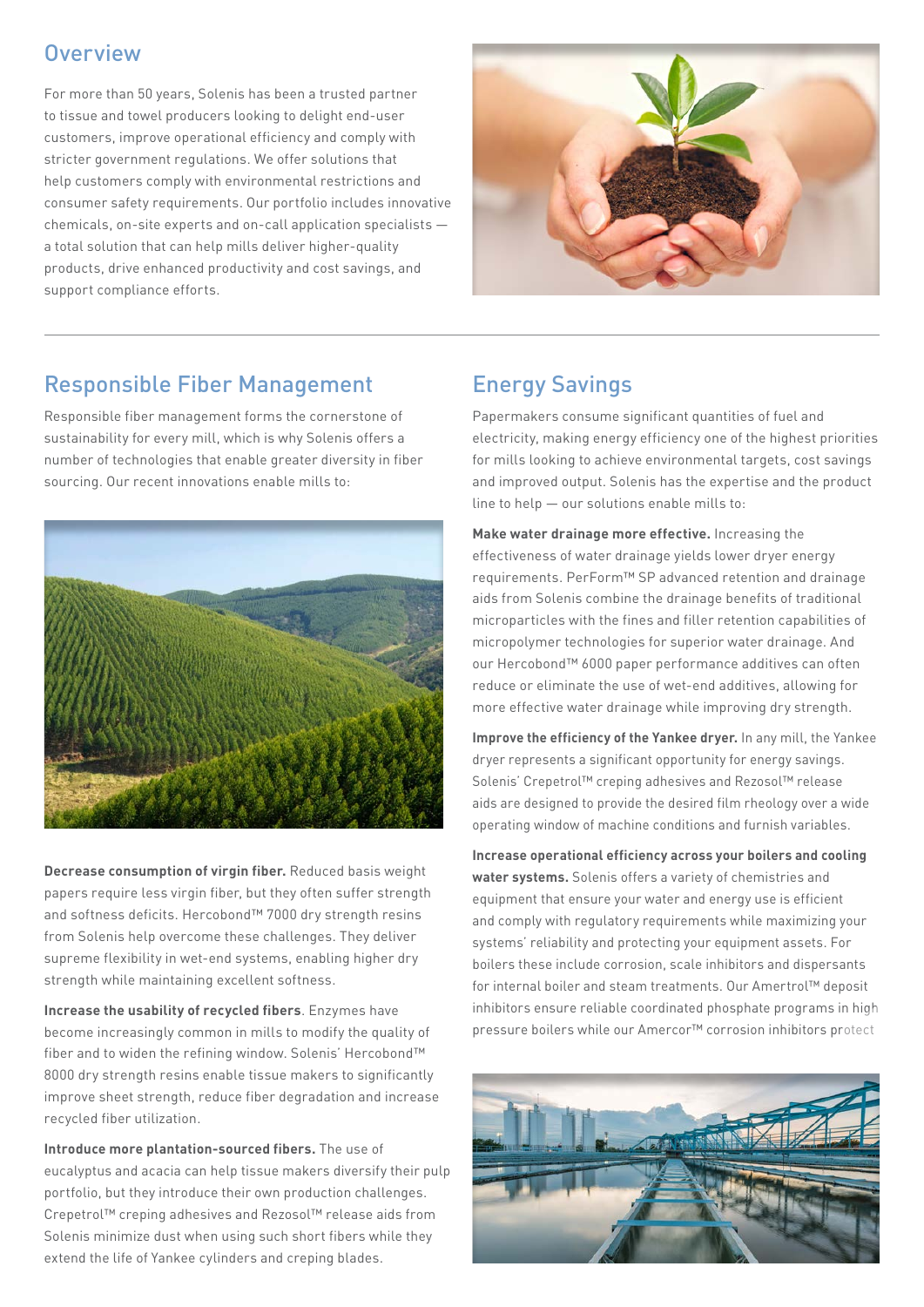## Overview

For more than 50 years, Solenis has been a trusted partner to tissue and towel producers looking to delight end-user customers, improve operational efficiency and comply with stricter government regulations. We offer solutions that help customers comply with environmental restrictions and consumer safety requirements. Our portfolio includes innovative chemicals, on-site experts and on-call application specialists — a total solution that can help mills deliver higher-quality products, drive enhanced productivity and cost savings, and support compliance efforts.

## Responsible Fiber Management

Responsible fiber management forms the cornerstone of sustainability for every mill, which is why Solenis offers a number of technologies that enable greater diversity in fiber sourcing. Our recent innovations enable mills to:

**Decrease consumption of virgin fiber.** Reduced basis weight papers require less virgin fiber, but they often suffer strength and softness deficits. Hercobond™ 7000 dry strength resins from Solenis help overcome these challenges. They deliver supreme flexibility in wet-end systems, enabling higher dry strength while maintaining excellent softness.

**Increase the usability of recycled fibers**. Enzymes have become increasingly common in mills to modify the quality of fiber and to widen the refining window. Solenis' Hercobond™ 8000 dry strength resins enable tissue makers to significantly improve sheet strength, reduce fiber degradation and increase recycled fiber utilization.

**Introduce more plantation-sourced fibers.** The use of eucalyptus and acacia can help tissue makers diversify their pulp portfolio, but they introduce their own production challenges. Crepetrol™ creping adhesives and Rezosol™ release aids from Solenis minimize dust when using such short fibers while they extend the life of Yankee cylinders and creping blades.

## Energy Savings

Papermakers consume significant quantities of fuel and electricity, making energy efficiency one of the highest priorities for mills looking to achieve environmental targets, cost savings and improved output. Solenis has the expertise and the product line to help — our solutions enable mills to:

**Make water drainage more effective.** Increasing the effectiveness of water drainage yields lower dryer energy requirements. PerForm™ SP advanced retention and drainage aids from Solenis combine the drainage benefits of traditional microparticles with the fines and filler retention capabilities of micropolymer technologies for superior water drainage. And our Hercobond™ 6000 paper performance additives can often reduce or eliminate the use of wet-end additives, allowing for more effective water drainage while improving dry strength.

**Improve the efficiency of the Yankee dryer.** In any mill, the Yankee dryer represents a significant opportunity for energy savings. Solenis' Crepetrol™ creping adhesives and Rezosol™ release aids are designed to provide the desired film rheology over a wide operating window of machine conditions and furnish variables.

**Increase operational efficiency across your boilers and cooling water systems.** Solenis offers a variety of chemistries and equipment that ensure your water and energy use is efficient and comply with regulatory requirements while maximizing your systems' reliability and protecting your equipment assets. For boilers these include corrosion, scale inhibitors and dispersants for internal boiler and steam treatments. Our Amertrol™ deposit inhibitors ensure reliable coordinated phosphate programs in high pressure boilers while our Amercor™ corrosion inhibitors protect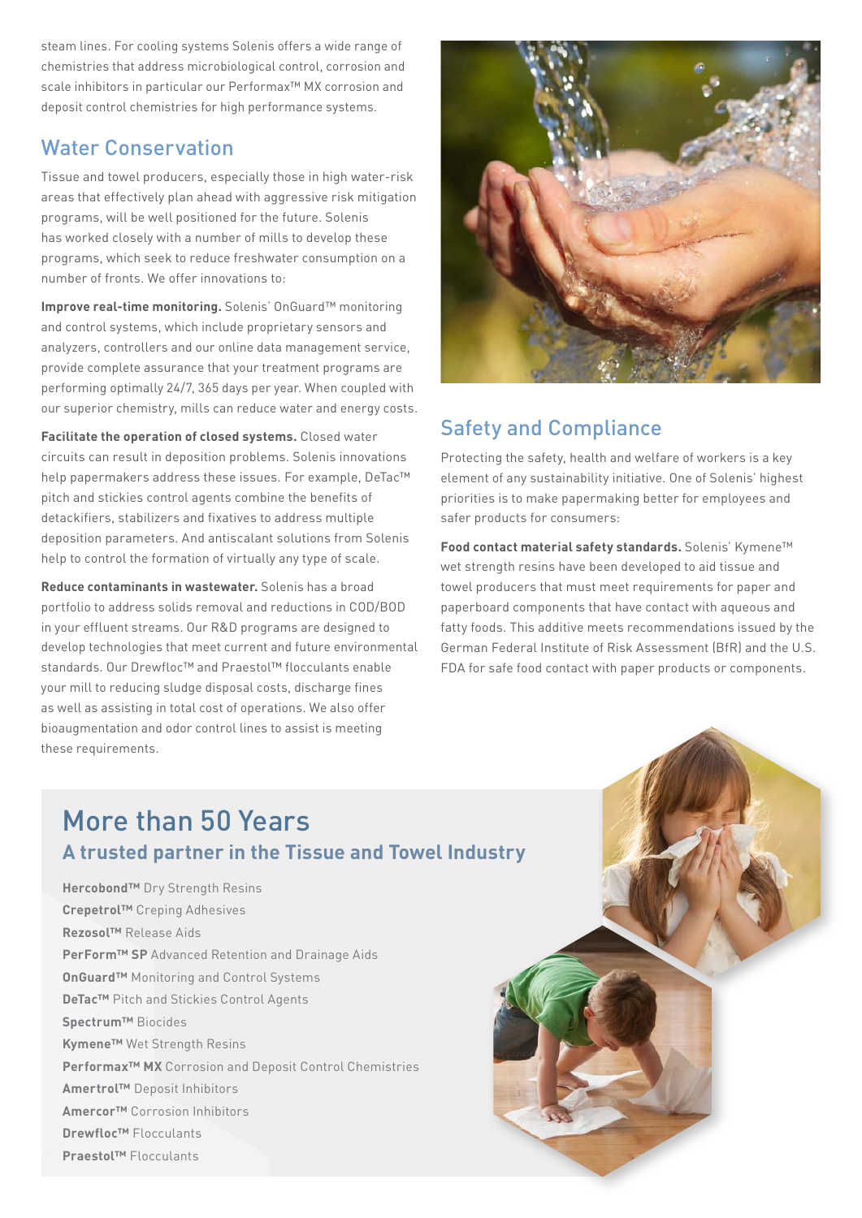steam lines. For cooling systems Solenis offers a wide range of chemistries that address microbiological control, corrosion and scale inhibitors in particular our Performax™ MX corrosion and deposit control chemistries for high performance systems.

## Water Conservation

Tissue and towel producers, especially those in high water-risk areas that effectively plan ahead with aggressive risk mitigation programs, will be well positioned for the future. Solenis has worked closely with a number of mills to develop these programs, which seek to reduce freshwater consumption on a number of fronts. We offer innovations to:

**Improve real-time monitoring.** Solenis' OnGuard™ monitoring and control systems, which include proprietary sensors and analyzers, controllers and our online data management service, provide complete assurance that your treatment programs are performing optimally 24/7, 365 days per year. When coupled with our superior chemistry, mills can reduce water and energy costs.

**Facilitate the operation of closed systems.** Closed water circuits can result in deposition problems. Solenis innovations help papermakers address these issues. For example, DeTac™ pitch and stickies control agents combine the benefits of detackifiers, stabilizers and fixatives to address multiple deposition parameters. And antiscalant solutions from Solenis help to control the formation of virtually any type of scale.

**Reduce contaminants in wastewater.** Solenis has a broad portfolio to address solids removal and reductions in COD/BOD in your effluent streams. Our R&D programs are designed to develop technologies that meet current and future environmental standards. Our Drewfloc™ and Praestol™ flocculants enable your mill to reducing sludge disposal costs, discharge fines as well as assisting in total cost of operations. We also offer bioaugmentation and odor control lines to assist is meeting these requirements.

## Safety and Compliance

Protecting the safety, health and welfare of workers is a key element of any sustainability initiative. One of Solenis' highest priorities is to make papermaking better for employees and safer products for consumers:

**Food contact material safety standards.** Solenis' Kymene™ wet strength resins have been developed to aid tissue and towel producers that must meet requirements for paper and paperboard components that have contact with aqueous and fatty foods. This additive meets recommendations issued by the German Federal Institute of Risk Assessment (BfR) and the U.S. FDA for safe food contact with paper products or components.

## More than 50 Years

### A trusted partner in the Tissue and Towel Industry

**Hercobond™** Dry Strength Resins
**Crepetrol™** Creping Adhesives
**Rezosol™** Release Aids
**PerForm™ SP** Advanced Retention and Drainage Aids
**OnGuard™** Monitoring and Control Systems
**DeTac™** Pitch and Stickies Control Agents
**Spectrum™** Biocides
**Kymene™** Wet Strength Resins
**Performax™ MX** Corrosion and Deposit Control Chemistries
**Amertrol™** Deposit Inhibitors
**Amercor™** Corrosion Inhibitors
**Drewfloc™** Flocculants
**Praestol™** Flocculants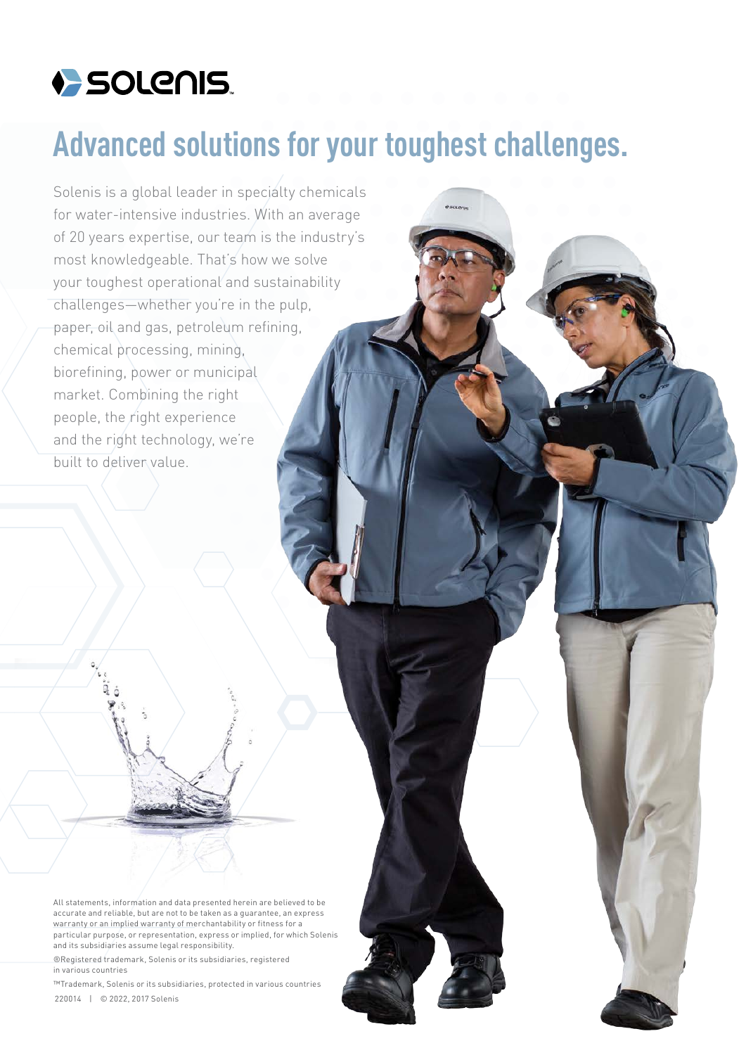SOLENIS

# Advanced solutions for your toughest challenges.

Solenis is a global leader in specialty chemicals for water-intensive industries. With an average of 20 years expertise, our team is the industry's most knowledgeable. That's how we solve your toughest operational and sustainability challenges—whether you're in the pulp, paper, oil and gas, petroleum refining, chemical processing, mining, biorefining, power or municipal market. Combining the right people, the right experience and the right technology, we're built to deliver value.

All statements, information and data presented herein are believed to be accurate and reliable, but are not to be taken as a guarantee, an express warranty or an implied warranty of merchantability or fitness for a particular purpose, or representation, express or implied, for which Solenis and its subsidiaries assume legal responsibility.

®Registered trademark, Solenis or its subsidiaries, registered in various countries

™Trademark, Solenis or its subsidiaries, protected in various countries

220014 | © 2022, 2017 Solenis